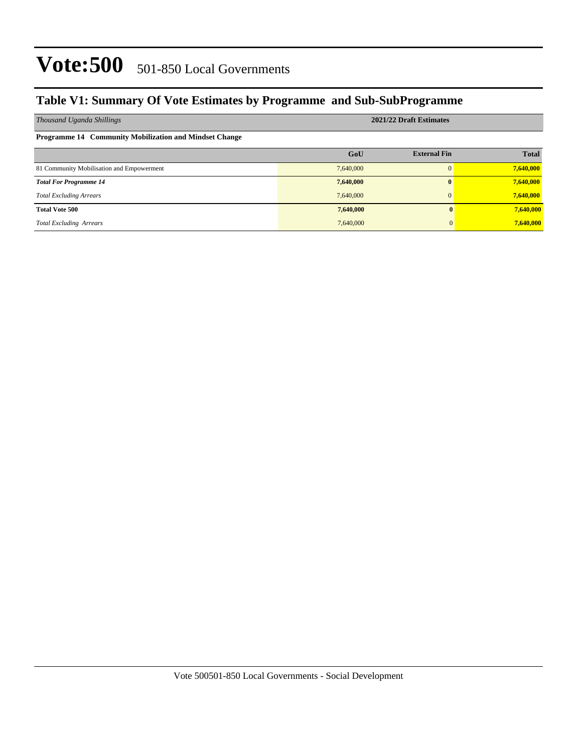# Vote:500 501-850 Local Governments

## Table V1: Summary Of Vote Estimates by Programme and Sub-SubProgramme

| *Thousand Uganda Shillings* | 2021/22 Draft Estimates | | |
|---|---|---|---|
| **Programme 14 Community Mobilization and Mindset Change** | | | |
| | **GoU** | **External Fin** | **Total** |
| 81 Community Mobilisation and Empowerment | 7,640,000 | 0 | **7,640,000** |
| ***Total For Programme 14*** | **7,640,000** | **0** | **7,640,000** |
| *Total Excluding Arrears* | 7,640,000 | 0 | **7,640,000** |
| **Total Vote 500** | **7,640,000** | **0** | **7,640,000** |
| *Total Excluding Arrears* | 7,640,000 | 0 | **7,640,000** |

Vote 500501-850 Local Governments - Social Development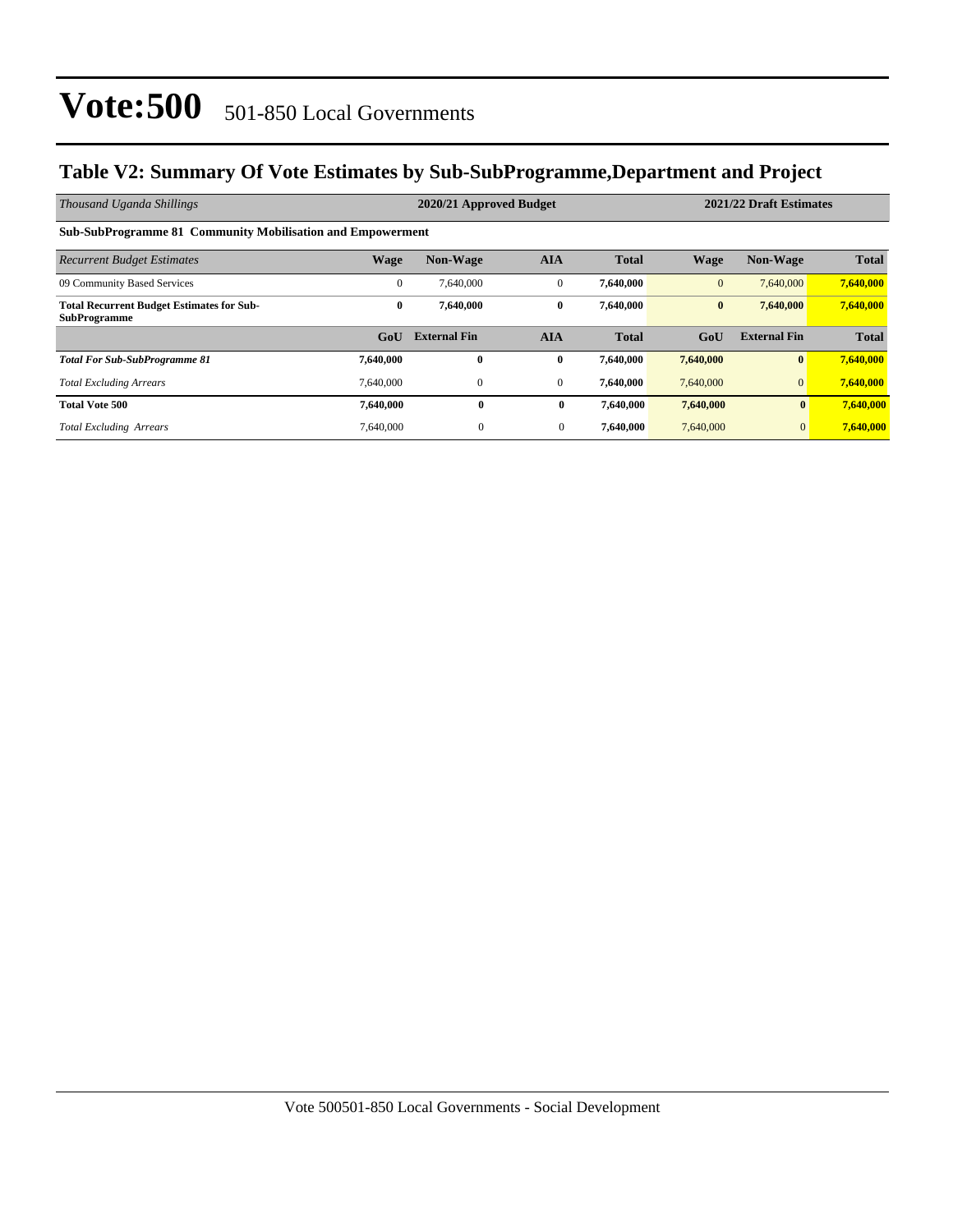# Vote:500 501-850 Local Governments

## Table V2: Summary Of Vote Estimates by Sub-SubProgramme,Department and Project

| *Thousand Uganda Shillings* | 2020/21 Approved Budget | | | | 2021/22 Draft Estimates | | |
|---|---|---|---|---|---|---|---|
| **Sub-SubProgramme 81 Community Mobilisation and Empowerment** | | | | | | | |
| *Recurrent Budget Estimates* | **Wage** | **Non-Wage** | **AIA** | **Total** | **Wage** | **Non-Wage** | **Total** |
| 09 Community Based Services | 0 | 7,640,000 | 0 | **7,640,000** | 0 | 7,640,000 | **7,640,000** |
| **Total Recurrent Budget Estimates for Sub-SubProgramme** | **0** | **7,640,000** | **0** | **7,640,000** | **0** | **7,640,000** | **7,640,000** |
| | **GoU** | **External Fin** | **AIA** | **Total** | **GoU** | **External Fin** | **Total** |
| ***Total For Sub-SubProgramme 81*** | **7,640,000** | **0** | **0** | **7,640,000** | **7,640,000** | **0** | **7,640,000** |
| *Total Excluding Arrears* | 7,640,000 | 0 | 0 | **7,640,000** | 7,640,000 | 0 | **7,640,000** |
| **Total Vote 500** | **7,640,000** | **0** | **0** | **7,640,000** | **7,640,000** | **0** | **7,640,000** |
| *Total Excluding Arrears* | 7,640,000 | 0 | 0 | **7,640,000** | 7,640,000 | 0 | **7,640,000** |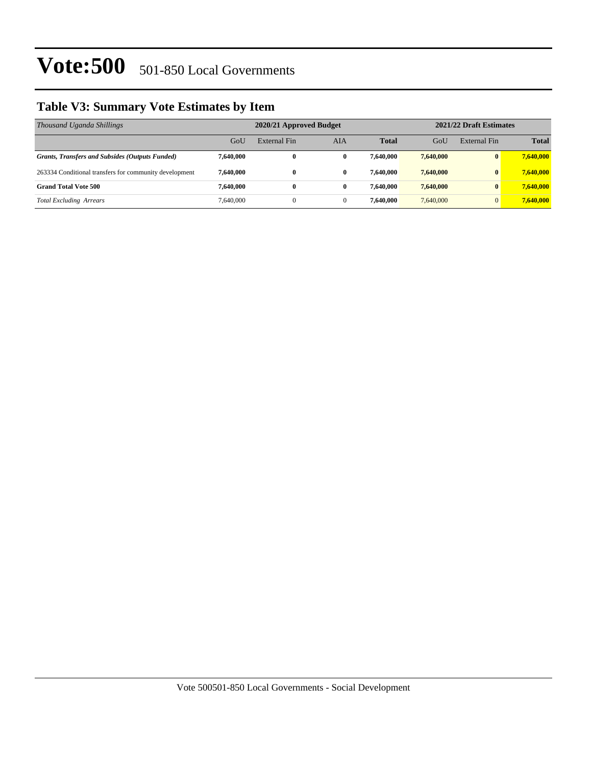# Vote:500 501-850 Local Governments

## Table V3: Summary Vote Estimates by Item

| *Thousand Uganda Shillings* | 2020/21 Approved Budget | | | | 2021/22 Draft Estimates | | |
|---|---|---|---|---|---|---|---|
| | GoU | External Fin | AIA | **Total** | GoU | External Fin | **Total** |
| ***Grants, Transfers and Subsides (Outputs Funded)*** | **7,640,000** | **0** | **0** | **7,640,000** | **7,640,000** | **0** | **7,640,000** |
| 263334 Conditional transfers for community development | **7,640,000** | **0** | **0** | **7,640,000** | **7,640,000** | **0** | **7,640,000** |
| **Grand Total Vote 500** | **7,640,000** | **0** | **0** | **7,640,000** | **7,640,000** | **0** | **7,640,000** |
| *Total Excluding Arrears* | 7,640,000 | 0 | 0 | **7,640,000** | 7,640,000 | 0 | **7,640,000** |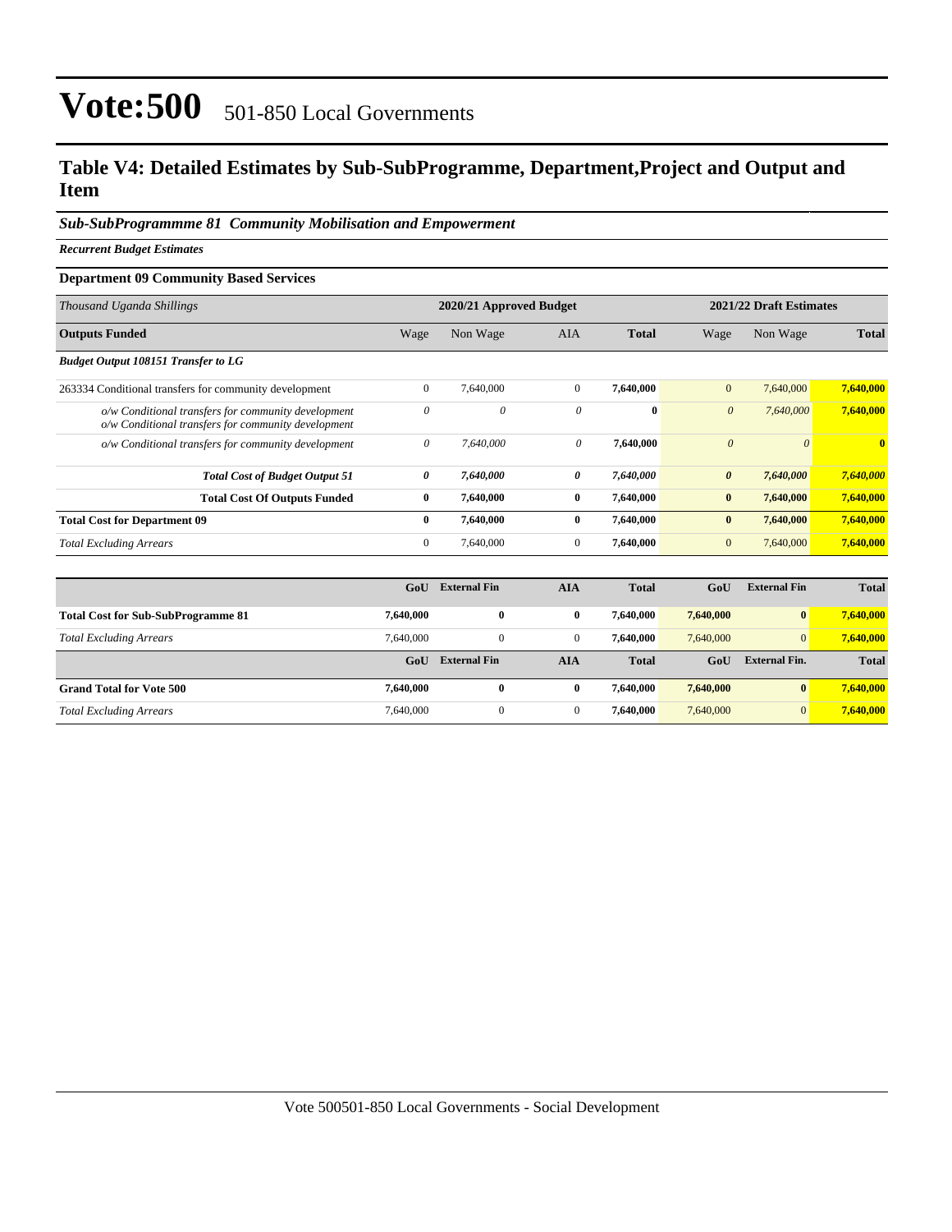# Vote:500 501-850 Local Governments

## Table V4: Detailed Estimates by Sub-SubProgramme, Department,Project and Output and Item

### *Sub-SubProgrammme 81 Community Mobilisation and Empowerment*

***Recurrent Budget Estimates***

**Department 09 Community Based Services**

| *Thousand Uganda Shillings* | 2020/21 Approved Budget | | | | 2021/22 Draft Estimates | | |
|---|---|---|---|---|---|---|---|
| **Outputs Funded** | Wage | Non Wage | AIA | **Total** | Wage | Non Wage | **Total** |
| ***Budget Output 108151 Transfer to LG*** | | | | | | | |
| 263334 Conditional transfers for community development | 0 | 7,640,000 | 0 | **7,640,000** | 0 | 7,640,000 | **7,640,000** |
| *o/w Conditional transfers for community development o/w Conditional transfers for community development* | *0* | *0* | *0* | **0** | *0* | *7,640,000* | **7,640,000** |
| *o/w Conditional transfers for community development* | *0* | *7,640,000* | *0* | **7,640,000** | *0* | *0* | **0** |
| ***Total Cost of Budget Output 51*** | ***0*** | ***7,640,000*** | ***0*** | ***7,640,000*** | ***0*** | ***7,640,000*** | ***7,640,000*** |
| **Total Cost Of Outputs Funded** | **0** | **7,640,000** | **0** | **7,640,000** | **0** | **7,640,000** | **7,640,000** |
| **Total Cost for Department 09** | **0** | **7,640,000** | **0** | **7,640,000** | **0** | **7,640,000** | **7,640,000** |
| *Total Excluding Arrears* | 0 | 7,640,000 | 0 | **7,640,000** | 0 | 7,640,000 | **7,640,000** |

| | GoU | External Fin | AIA | Total | GoU | External Fin | Total |
|---|---|---|---|---|---|---|---|
| **Total Cost for Sub-SubProgramme 81** | **7,640,000** | **0** | **0** | **7,640,000** | **7,640,000** | **0** | **7,640,000** |
| *Total Excluding Arrears* | 7,640,000 | 0 | 0 | **7,640,000** | 7,640,000 | 0 | **7,640,000** |
| | **GoU** | **External Fin** | **AIA** | **Total** | **GoU** | **External Fin.** | **Total** |
| **Grand Total for Vote 500** | **7,640,000** | **0** | **0** | **7,640,000** | **7,640,000** | **0** | **7,640,000** |
| *Total Excluding Arrears* | 7,640,000 | 0 | 0 | **7,640,000** | 7,640,000 | 0 | **7,640,000** |